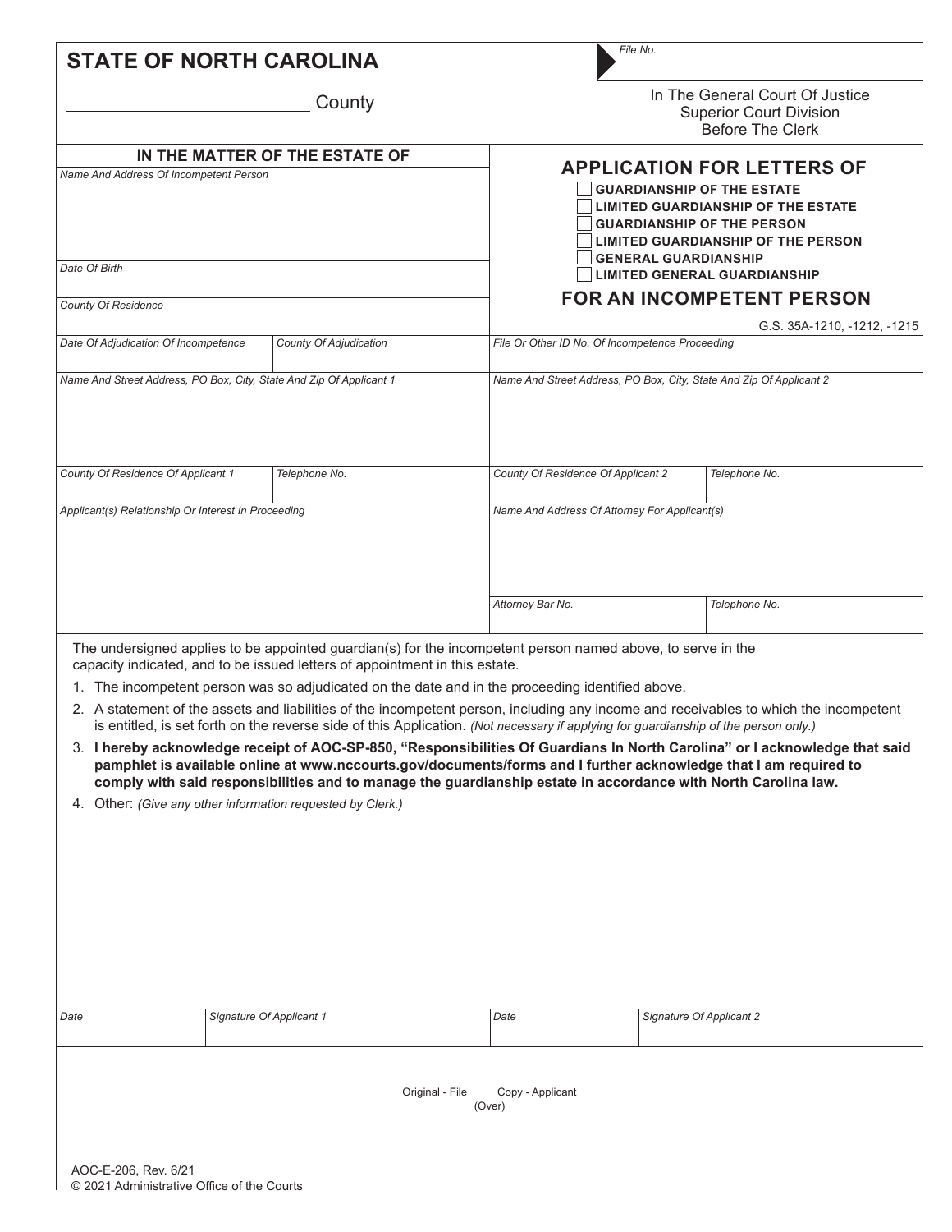**STATE OF NORTH CAROLINA**

_________________________ County

*File No.*

In The General Court Of Justice
Superior Court Division
Before The Clerk

| IN THE MATTER OF THE ESTATE OF | |
|---|---|
| *Name And Address Of Incompetent Person* | |
| *Date Of Birth* | |
| *County Of Residence* | |

## APPLICATION FOR LETTERS OF

- [ ] **GUARDIANSHIP OF THE ESTATE**
- [ ] **LIMITED GUARDIANSHIP OF THE ESTATE**
- [ ] **GUARDIANSHIP OF THE PERSON**
- [ ] **LIMITED GUARDIANSHIP OF THE PERSON**
- [ ] **GENERAL GUARDIANSHIP**
- [ ] **LIMITED GENERAL GUARDIANSHIP**

## FOR AN INCOMPETENT PERSON

G.S. 35A-1210, -1212, -1215

| *Date Of Adjudication Of Incompetence* | *County Of Adjudication* | *File Or Other ID No. Of Incompetence Proceeding* | |
|---|---|---|---|
| *Name And Street Address, PO Box, City, State And Zip Of Applicant 1* | | *Name And Street Address, PO Box, City, State And Zip Of Applicant 2* | |
| *County Of Residence Of Applicant 1* | *Telephone No.* | *County Of Residence Of Applicant 2* | *Telephone No.* |
| *Applicant(s) Relationship Or Interest In Proceeding* | | *Name And Address Of Attorney For Applicant(s)* | |
| | | *Attorney Bar No.* | *Telephone No.* |

The undersigned applies to be appointed guardian(s) for the incompetent person named above, to serve in the capacity indicated, and to be issued letters of appointment in this estate.

1. The incompetent person was so adjudicated on the date and in the proceeding identified above.
2. A statement of the assets and liabilities of the incompetent person, including any income and receivables to which the incompetent is entitled, is set forth on the reverse side of this Application. *(Not necessary if applying for guardianship of the person only.)*
3. **I hereby acknowledge receipt of AOC-SP-850, "Responsibilities Of Guardians In North Carolina" or I acknowledge that said pamphlet is available online at www.nccourts.gov/documents/forms and I further acknowledge that I am required to comply with said responsibilities and to manage the guardianship estate in accordance with North Carolina law.**
4. Other: *(Give any other information requested by Clerk.)*

| *Date* | *Signature Of Applicant 1* | *Date* | *Signature Of Applicant 2* |
|---|---|---|---|
| | | | |

Original - File Copy - Applicant
(Over)

AOC-E-206, Rev. 6/21
© 2021 Administrative Office of the Courts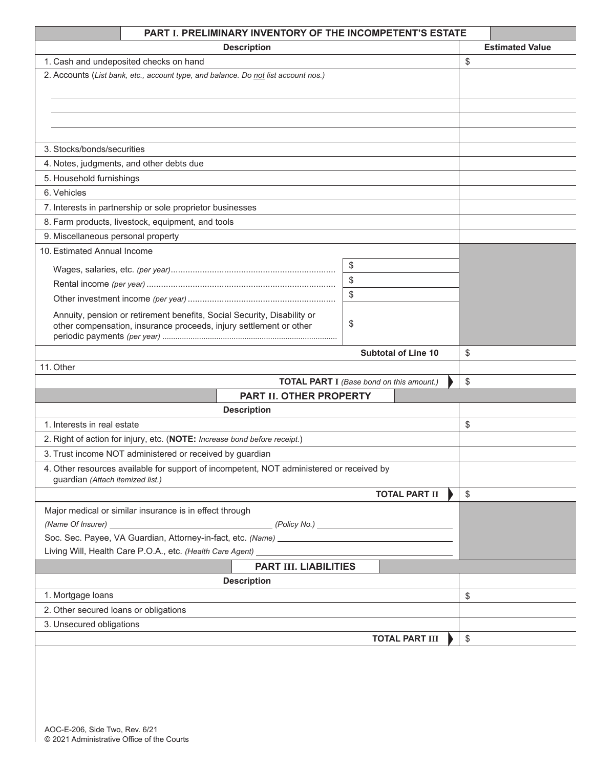## PART I. PRELIMINARY INVENTORY OF THE INCOMPETENT'S ESTATE

| Description | | Estimated Value |
|---|---|---|
| 1. Cash and undeposited checks on hand | | $ |
| 2. Accounts (*List bank, etc., account type, and balance. Do not list account nos.*) | | |
| | | |
| | | |
| | | |
| 3. Stocks/bonds/securities | | |
| 4. Notes, judgments, and other debts due | | |
| 5. Household furnishings | | |
| 6. Vehicles | | |
| 7. Interests in partnership or sole proprietor businesses | | |
| 8. Farm products, livestock, equipment, and tools | | |
| 9. Miscellaneous personal property | | |
| 10. Estimated Annual Income | | |
| Wages, salaries, etc. *(per year)* | $ | |
| Rental income *(per year)* | $ | |
| Other investment income *(per year)* | $ | |
| Annuity, pension or retirement benefits, Social Security, Disability or other compensation, insurance proceeds, injury settlement or other periodic payments *(per year)* | $ | |
| **Subtotal of Line 10** | | $ |
| 11. Other | | |
| **TOTAL PART I** *(Base bond on this amount.)* | | $ |

## PART II. OTHER PROPERTY

| Description | |
|---|---|
| 1. Interests in real estate | $ |
| 2. Right of action for injury, etc. (**NOTE:** *Increase bond before receipt.*) | |
| 3. Trust income NOT administered or received by guardian | |
| 4. Other resources available for support of incompetent, NOT administered or received by guardian *(Attach itemized list.)* | |
| **TOTAL PART II** | $ |

Major medical or similar insurance is in effect through

*(Name Of Insurer)* ______________________ *(Policy No.)* ______________________

Soc. Sec. Payee, VA Guardian, Attorney-in-fact, etc. *(Name)* ______________________

Living Will, Health Care P.O.A., etc. *(Health Care Agent)* ______________________

## PART III. LIABILITIES

| Description | |
|---|---|
| 1. Mortgage loans | $ |
| 2. Other secured loans or obligations | |
| 3. Unsecured obligations | |
| **TOTAL PART III** | $ |

AOC-E-206, Side Two, Rev. 6/21
© 2021 Administrative Office of the Courts